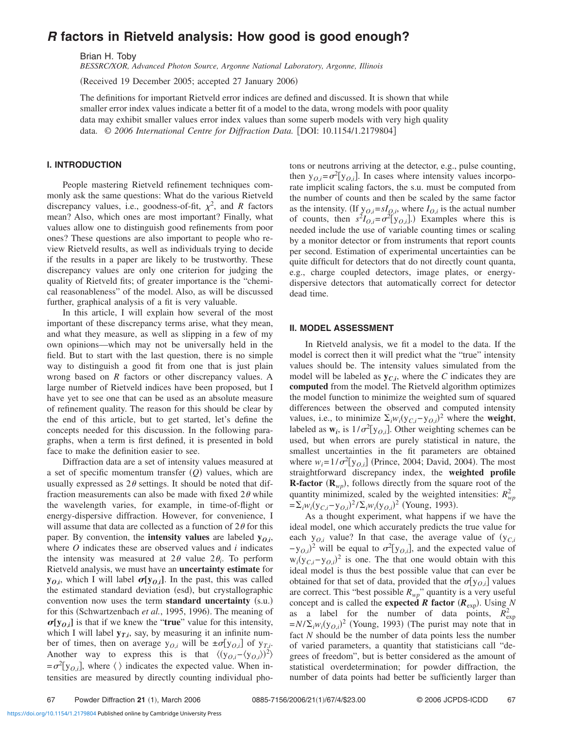# *R* factors in Rietveld analysis: How good is good enough?

Brian H. Toby

*BESSRC/XOR, Advanced Photon Source, Argonne National Laboratory, Argonne, Illinois*

(Received 19 December 2005; accepted 27 January 2006)

The definitions for important Rietveld error indices are defined and discussed. It is shown that while smaller error index values indicate a better fit of a model to the data, wrong models with poor quality data may exhibit smaller values error index values than some superb models with very high quality data. *© 2006 International Centre for Diffraction Data.* [DOI: 10.1154/1.2179804]

## I. INTRODUCTION

People mastering Rietveld refinement techniques commonly ask the same questions: What do the various Rietveld discrepancy values, i.e., goodness-of-fit, $\chi^2$, and *R* factors mean? Also, which ones are most important? Finally, what values allow one to distinguish good refinements from poor ones? These questions are also important to people who review Rietveld results, as well as individuals trying to decide if the results in a paper are likely to be trustworthy. These discrepancy values are only one criterion for judging the quality of Rietveld fits; of greater importance is the "chemical reasonableness" of the model. Also, as will be discussed further, graphical analysis of a fit is very valuable.

In this article, I will explain how several of the most important of these discrepancy terms arise, what they mean, and what they measure, as well as slipping in a few of my own opinions—which may not be universally held in the field. But to start with the last question, there is no simple way to distinguish a good fit from one that is just plain wrong based on *R* factors or other discrepancy values. A large number of Rietveld indices have been proposed, but I have yet to see one that can be used as an absolute measure of refinement quality. The reason for this should be clear by the end of this article, but to get started, let's define the concepts needed for this discussion. In the following paragraphs, when a term is first defined, it is presented in bold face to make the definition easier to see.

Diffraction data are a set of intensity values measured at a set of specific momentum transfer ($Q$) values, which are usually expressed as $2\theta$ settings. It should be noted that diffraction measurements can also be made with fixed $2\theta$ while the wavelength varies, for example, in time-of-flight or energy-dispersive diffraction. However, for convenience, I will assume that data are collected as a function of $2\theta$ for this paper. By convention, the **intensity values** are labeled $\mathbf{y_{O,i}}$, where $O$ indicates these are observed values and $i$ indicates the intensity was measured at $2\theta$ value $2\theta_i$. To perform Rietveld analysis, we must have an **uncertainty estimate** for $\mathbf{y_{O,i}}$, which I will label $\boldsymbol{\sigma}[\mathbf{y_{O,i}}]$. In the past, this was called the estimated standard deviation (esd), but crystallographic convention now uses the term **standard uncertainty** (s.u.) for this (Schwartzenbach *et al.*, 1995, 1996). The meaning of $\boldsymbol{\sigma}[\mathbf{y_{O,i}}]$ is that if we knew the "**true**" value for this intensity, which I will label $\mathbf{y_{T,i}}$, say, by measuring it an infinite number of times, then on average $y_{O,i}$ will be $\pm\sigma[y_{O,i}]$ of $y_{T,i}$. Another way to express this is that $\langle(y_{O,i}-\langle y_{O,i}\rangle)^2\rangle = \sigma^2[y_{O,i}]$, where $\langle\,\rangle$ indicates the expected value. When intensities are measured by directly counting individual photons or neutrons arriving at the detector, e.g., pulse counting, then $y_{O,i}=\sigma^2[y_{O,i}]$. In cases where intensity values incorporate implicit scaling factors, the s.u. must be computed from the number of counts and then be scaled by the same factor as the intensity. (If $y_{O,i}=sI_{O,i}$, where $I_{O,i}$ is the actual number of counts, then $s^2I_{O,i}=\sigma^2[y_{O,i}]$.) Examples where this is needed include the use of variable counting times or scaling by a monitor detector or from instruments that report counts per second. Estimation of experimental uncertainties can be quite difficult for detectors that do not directly count quanta, e.g., charge coupled detectors, image plates, or energy-dispersive detectors that automatically correct for detector dead time.

## II. MODEL ASSESSMENT

In Rietveld analysis, we fit a model to the data. If the model is correct then it will predict what the "true" intensity values should be. The intensity values simulated from the model will be labeled as $\mathbf{y_{C,i}}$, where the $C$ indicates they are **computed** from the model. The Rietveld algorithm optimizes the model function to minimize the weighted sum of squared differences between the observed and computed intensity values, i.e., to minimize $\Sigma_i w_i(y_{C,i}-y_{O,i})^2$ where the **weight**, labeled as $\mathbf{w_i}$, is $1/\sigma^2[y_{O,i}]$. Other weighting schemes can be used, but when errors are purely statistical in nature, the smallest uncertainties in the fit parameters are obtained where $w_i=1/\sigma^2[y_{O,i}]$ (Prince, 2004; David, 2004). The most straightforward discrepancy index, the **weighted profile R-factor** ($\mathbf{R_{wp}}$), follows directly from the square root of the quantity minimized, scaled by the weighted intensities: $R_{wp}^2 = \Sigma_i w_i(y_{C,i}-y_{O,i})^2/\Sigma_i w_i(y_{O,i})^2$ (Young, 1993).

As a thought experiment, what happens if we have the ideal model, one which accurately predicts the true value for each $y_{O,i}$ value? In that case, the average value of $(y_{C,i}-y_{O,i})^2$ will be equal to $\sigma^2[y_{O,i}]$, and the expected value of $w_i(y_{C,i}-y_{O,i})^2$ is one. The that one would obtain with this ideal model is thus the best possible value that can ever be obtained for that set of data, provided that the $\sigma[y_{O,i}]$ values are correct. This "best possible $R_{wp}$" quantity is a very useful concept and is called the **expected *R* factor** ($\boldsymbol{R}_{\text{exp}}$). Using $N$ as a label for the number of data points, $R_{\text{exp}}^2 = N/\Sigma_i w_i(y_{O,i})^2$ (Young, 1993) (The purist may note that in fact $N$ should be the number of data points less the number of varied parameters, a quantity that statisticians call "degrees of freedom", but is better considered as the amount of statistical overdetermination; for powder diffraction, the number of data points had better be sufficiently larger than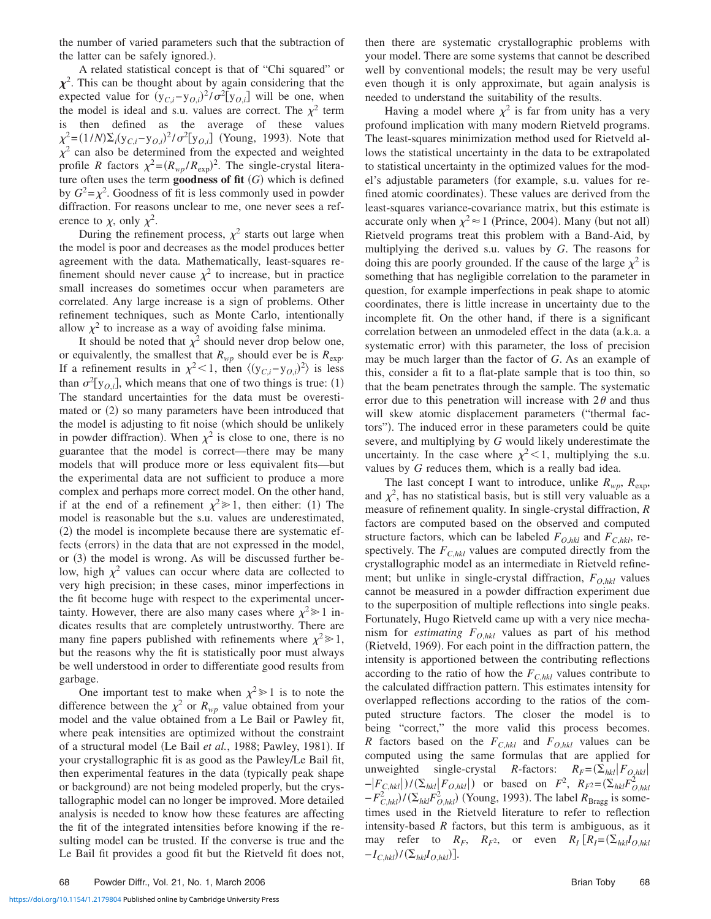the number of varied parameters such that the subtraction of the latter can be safely ignored.).

A related statistical concept is that of "Chi squared" or $\chi^2$. This can be thought about by again considering that the expected value for $(y_{C,i}-y_{O,i})^2/\sigma^2[y_{O,i}]$ will be one, when the model is ideal and s.u. values are correct. The $\chi^2$ term is then defined as the average of these values $\chi^2=(1/N)\Sigma_i(y_{C,i}-y_{O,i})^2/\sigma^2[y_{O,i}]$ (Young, 1993). Note that $\chi^2$ can also be determined from the expected and weighted profile $R$ factors $\chi^2=(R_{wp}/R_{\exp})^2$. The single-crystal literature often uses the term **goodness of fit** ($G$) which is defined by $G^2=\chi^2$. Goodness of fit is less commonly used in powder diffraction. For reasons unclear to me, one never sees a reference to $\chi$, only $\chi^2$.

During the refinement process, $\chi^2$ starts out large when the model is poor and decreases as the model produces better agreement with the data. Mathematically, least-squares refinement should never cause $\chi^2$ to increase, but in practice small increases do sometimes occur when parameters are correlated. Any large increase is a sign of problems. Other refinement techniques, such as Monte Carlo, intentionally allow $\chi^2$ to increase as a way of avoiding false minima.

It should be noted that $\chi^2$ should never drop below one, or equivalently, the smallest that $R_{wp}$ should ever be is $R_{\exp}$. If a refinement results in $\chi^2<1$, then $\langle(y_{C,i}-y_{O,i})^2\rangle$ is less than $\sigma^2[y_{O,i}]$, which means that one of two things is true: (1) The standard uncertainties for the data must be overestimated or (2) so many parameters have been introduced that the model is adjusting to fit noise (which should be unlikely in powder diffraction). When $\chi^2$ is close to one, there is no guarantee that the model is correct—there may be many models that will produce more or less equivalent fits—but the experimental data are not sufficient to produce a more complex and perhaps more correct model. On the other hand, if at the end of a refinement $\chi^2 \gg 1$, then either: (1) The model is reasonable but the s.u. values are underestimated, (2) the model is incomplete because there are systematic effects (errors) in the data that are not expressed in the model, or (3) the model is wrong. As will be discussed further below, high $\chi^2$ values can occur where data are collected to very high precision; in these cases, minor imperfections in the fit become huge with respect to the experimental uncertainty. However, there are also many cases where $\chi^2 \gg 1$ indicates results that are completely untrustworthy. There are many fine papers published with refinements where $\chi^2 \gg 1$, but the reasons why the fit is statistically poor must always be well understood in order to differentiate good results from garbage.

One important test to make when $\chi^2 \gg 1$ is to note the difference between the $\chi^2$ or $R_{wp}$ value obtained from your model and the value obtained from a Le Bail or Pawley fit, where peak intensities are optimized without the constraint of a structural model (Le Bail *et al.*, 1988; Pawley, 1981). If your crystallographic fit is as good as the Pawley/Le Bail fit, then experimental features in the data (typically peak shape or background) are not being modeled properly, but the crystallographic model can no longer be improved. More detailed analysis is needed to know how these features are affecting the fit of the integrated intensities before knowing if the resulting model can be trusted. If the converse is true and the Le Bail fit provides a good fit but the Rietveld fit does not, then there are systematic crystallographic problems with your model. There are some systems that cannot be described well by conventional models; the result may be very useful even though it is only approximate, but again analysis is needed to understand the suitability of the results.

Having a model where $\chi^2$ is far from unity has a very profound implication with many modern Rietveld programs. The least-squares minimization method used for Rietveld allows the statistical uncertainty in the data to be extrapolated to statistical uncertainty in the optimized values for the model's adjustable parameters (for example, s.u. values for refined atomic coordinates). These values are derived from the least-squares variance-covariance matrix, but this estimate is accurate only when $\chi^2 \approx 1$ (Prince, 2004). Many (but not all) Rietveld programs treat this problem with a Band-Aid, by multiplying the derived s.u. values by $G$. The reasons for doing this are poorly grounded. If the cause of the large $\chi^2$ is something that has negligible correlation to the parameter in question, for example imperfections in peak shape to atomic coordinates, there is little increase in uncertainty due to the incomplete fit. On the other hand, if there is a significant correlation between an unmodeled effect in the data (a.k.a. a systematic error) with this parameter, the loss of precision may be much larger than the factor of $G$. As an example of this, consider a fit to a flat-plate sample that is too thin, so that the beam penetrates through the sample. The systematic error due to this penetration will increase with $2\theta$ and thus will skew atomic displacement parameters ("thermal factors"). The induced error in these parameters could be quite severe, and multiplying by $G$ would likely underestimate the uncertainty. In the case where $\chi^2<1$, multiplying the s.u. values by $G$ reduces them, which is a really bad idea.

The last concept I want to introduce, unlike $R_{wp}$, $R_{\exp}$, and $\chi^2$, has no statistical basis, but is still very valuable as a measure of refinement quality. In single-crystal diffraction, $R$ factors are computed based on the observed and computed structure factors, which can be labeled $F_{O,hkl}$ and $F_{C,hkl}$, respectively. The $F_{C,hkl}$ values are computed directly from the crystallographic model as an intermediate in Rietveld refinement; but unlike in single-crystal diffraction, $F_{O,hkl}$ values cannot be measured in a powder diffraction experiment due to the superposition of multiple reflections into single peaks. Fortunately, Hugo Rietveld came up with a very nice mechanism for *estimating* $F_{O,hkl}$ values as part of his method (Rietveld, 1969). For each point in the diffraction pattern, the intensity is apportioned between the contributing reflections according to the ratio of how the $F_{C,hkl}$ values contribute to the calculated diffraction pattern. This estimates intensity for overlapped reflections according to the ratios of the computed structure factors. The closer the model is to being "correct," the more valid this process becomes. $R$ factors based on the $F_{C,hkl}$ and $F_{O,hkl}$ values can be computed using the same formulas that are applied for unweighted single-crystal $R$-factors: $R_F=(\Sigma_{hkl}|F_{O,hkl}|-|F_{C,hkl}|)/(\Sigma_{hkl}|F_{O,hkl}|)$ or based on $F^2$, $R_{F^2}=(\Sigma_{hkl}F^2_{O,hkl}-F^2_{C,hkl})/(\Sigma_{hkl}F^2_{O,hkl})$ (Young, 1993). The label $R_{\text{Bragg}}$ is sometimes used in the Rietveld literature to refer to reflection intensity-based $R$ factors, but this term is ambiguous, as it may refer to $R_F$, $R_{F^2}$, or even $R_I$ [$R_I=(\Sigma_{hkl}I_{O,hkl}-I_{C,hkl})/(\Sigma_{hkl}I_{O,hkl})$].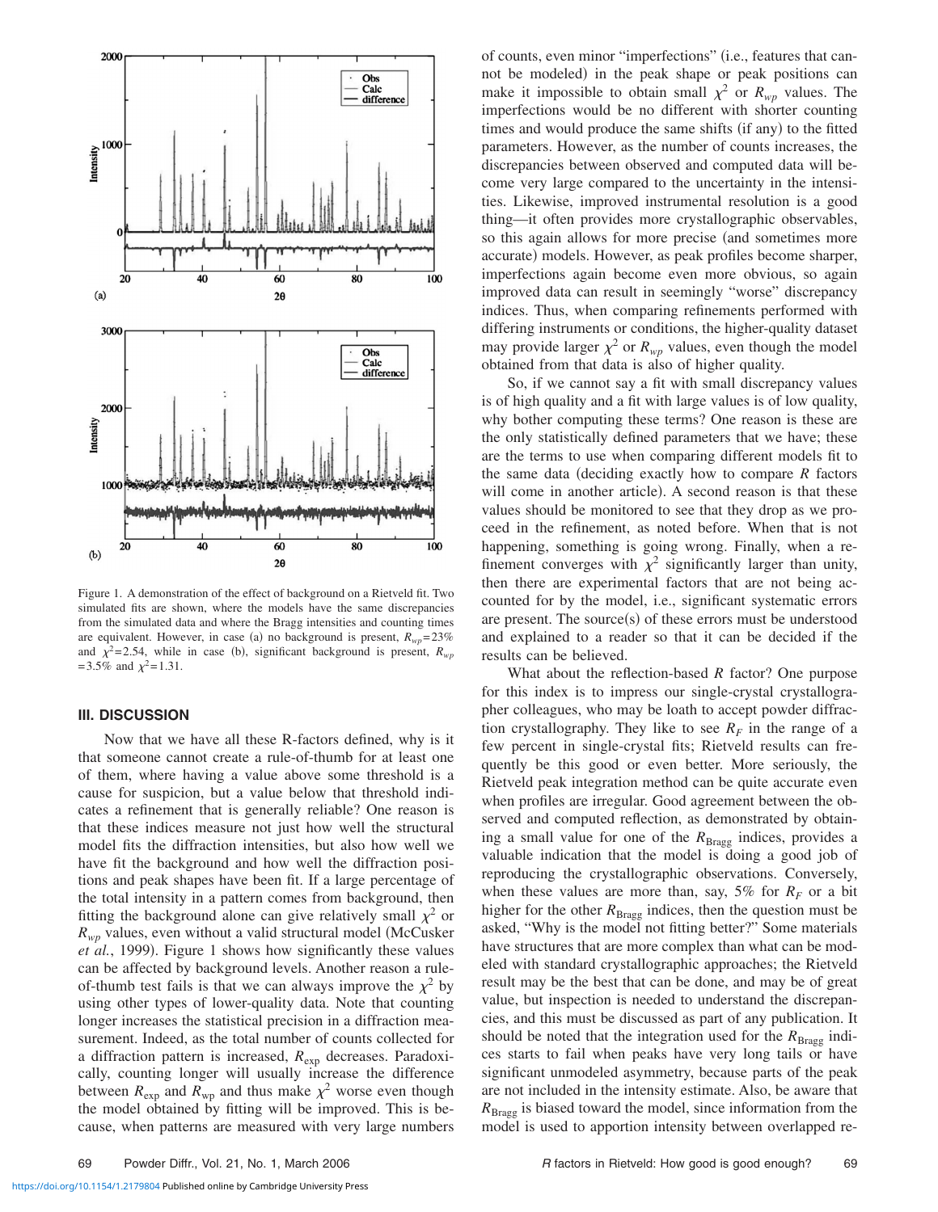Figure 1. A demonstration of the effect of background on a Rietveld fit. Two simulated fits are shown, where the models have the same discrepancies from the simulated data and where the Bragg intensities and counting times are equivalent. However, in case (a) no background is present, $R_{wp}=23\%$ and $\chi^2=2.54$, while in case (b), significant background is present, $R_{wp}=3.5\%$ and $\chi^2=1.31$.

## III. DISCUSSION

Now that we have all these R-factors defined, why is it that someone cannot create a rule-of-thumb for at least one of them, where having a value above some threshold is a cause for suspicion, but a value below that threshold indicates a refinement that is generally reliable? One reason is that these indices measure not just how well the structural model fits the diffraction intensities, but also how well we have fit the background and how well the diffraction positions and peak shapes have been fit. If a large percentage of the total intensity in a pattern comes from background, then fitting the background alone can give relatively small $\chi^2$ or $R_{wp}$ values, even without a valid structural model (McCusker *et al.*, 1999). Figure 1 shows how significantly these values can be affected by background levels. Another reason a rule-of-thumb test fails is that we can always improve the $\chi^2$ by using other types of lower-quality data. Note that counting longer increases the statistical precision in a diffraction measurement. Indeed, as the total number of counts collected for a diffraction pattern is increased, $R_{\mathrm{exp}}$ decreases. Paradoxically, counting longer will usually increase the difference between $R_{\mathrm{exp}}$ and $R_{\mathrm{wp}}$ and thus make $\chi^2$ worse even though the model obtained by fitting will be improved. This is because, when patterns are measured with very large numbers of counts, even minor "imperfections" (i.e., features that cannot be modeled) in the peak shape or peak positions can make it impossible to obtain small $\chi^2$ or $R_{wp}$ values. The imperfections would be no different with shorter counting times and would produce the same shifts (if any) to the fitted parameters. However, as the number of counts increases, the discrepancies between observed and computed data will become very large compared to the uncertainty in the intensities. Likewise, improved instrumental resolution is a good thing—it often provides more crystallographic observables, so this again allows for more precise (and sometimes more accurate) models. However, as peak profiles become sharper, imperfections again become even more obvious, so again improved data can result in seemingly "worse" discrepancy indices. Thus, when comparing refinements performed with differing instruments or conditions, the higher-quality dataset may provide larger $\chi^2$ or $R_{wp}$ values, even though the model obtained from that data is also of higher quality.

So, if we cannot say a fit with small discrepancy values is of high quality and a fit with large values is of low quality, why bother computing these terms? One reason is these are the only statistically defined parameters that we have; these are the terms to use when comparing different models fit to the same data (deciding exactly how to compare *R* factors will come in another article). A second reason is that these values should be monitored to see that they drop as we proceed in the refinement, as noted before. When that is not happening, something is going wrong. Finally, when a refinement converges with $\chi^2$ significantly larger than unity, then there are experimental factors that are not being accounted for by the model, i.e., significant systematic errors are present. The source(s) of these errors must be understood and explained to a reader so that it can be decided if the results can be believed.

What about the reflection-based *R* factor? One purpose for this index is to impress our single-crystal crystallographer colleagues, who may be loath to accept powder diffraction crystallography. They like to see $R_F$ in the range of a few percent in single-crystal fits; Rietveld results can frequently be this good or even better. More seriously, the Rietveld peak integration method can be quite accurate even when profiles are irregular. Good agreement between the observed and computed reflection, as demonstrated by obtaining a small value for one of the $R_{\mathrm{Bragg}}$ indices, provides a valuable indication that the model is doing a good job of reproducing the crystallographic observations. Conversely, when these values are more than, say, 5% for $R_F$ or a bit higher for the other $R_{\mathrm{Bragg}}$ indices, then the question must be asked, "Why is the model not fitting better?" Some materials have structures that are more complex than what can be modeled with standard crystallographic approaches; the Rietveld result may be the best that can be done, and may be of great value, but inspection is needed to understand the discrepancies, and this must be discussed as part of any publication. It should be noted that the integration used for the $R_{\mathrm{Bragg}}$ indices starts to fail when peaks have very long tails or have significant unmodeled asymmetry, because parts of the peak are not included in the intensity estimate. Also, be aware that $R_{\mathrm{Bragg}}$ is biased toward the model, since information from the model is used to apportion intensity between overlapped re-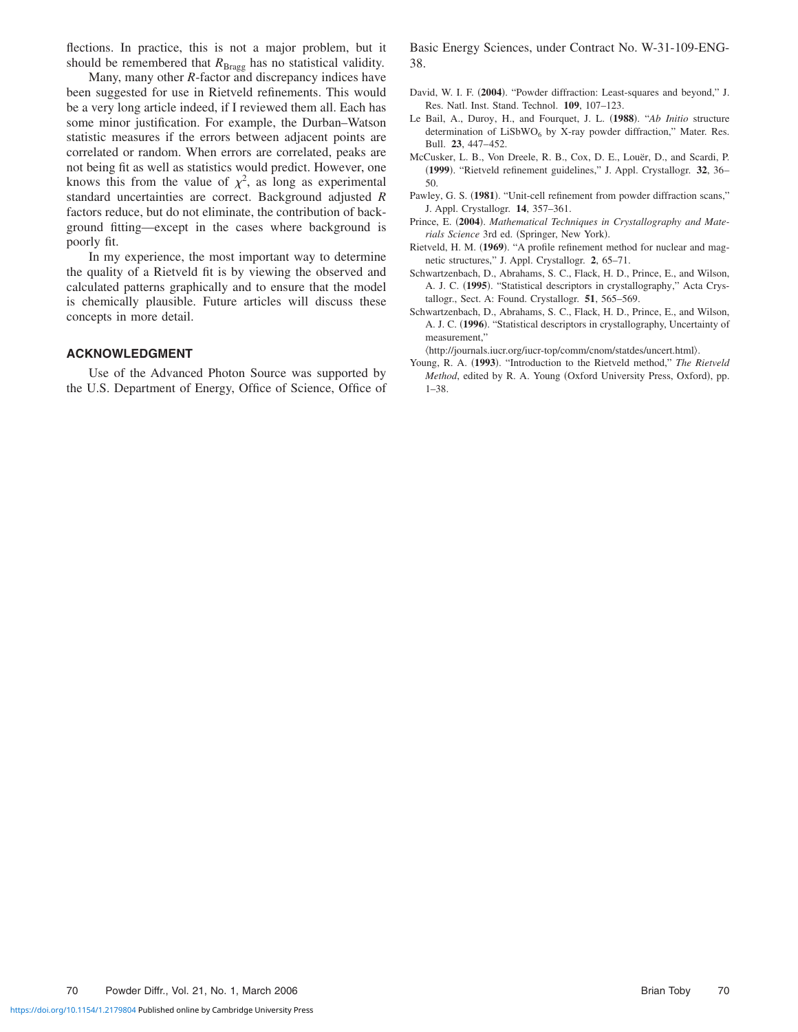flections. In practice, this is not a major problem, but it should be remembered that $R_{\mathrm{Bragg}}$ has no statistical validity.

Many, many other *R*-factor and discrepancy indices have been suggested for use in Rietveld refinements. This would be a very long article indeed, if I reviewed them all. Each has some minor justification. For example, the Durban–Watson statistic measures if the errors between adjacent points are correlated or random. When errors are correlated, peaks are not being fit as well as statistics would predict. However, one knows this from the value of $\chi^2$, as long as experimental standard uncertainties are correct. Background adjusted *R* factors reduce, but do not eliminate, the contribution of background fitting—except in the cases where background is poorly fit.

In my experience, the most important way to determine the quality of a Rietveld fit is by viewing the observed and calculated patterns graphically and to ensure that the model is chemically plausible. Future articles will discuss these concepts in more detail.

## ACKNOWLEDGMENT

Use of the Advanced Photon Source was supported by the U.S. Department of Energy, Office of Science, Office of Basic Energy Sciences, under Contract No. W-31-109-ENG-38.

David, W. I. F. (**2004**). "Powder diffraction: Least-squares and beyond," J. Res. Natl. Inst. Stand. Technol. **109**, 107–123.

Le Bail, A., Duroy, H., and Fourquet, J. L. (**1988**). "*Ab Initio* structure determination of $LiSbWO_6$ by X-ray powder diffraction," Mater. Res. Bull. **23**, 447–452.

McCusker, L. B., Von Dreele, R. B., Cox, D. E., Louër, D., and Scardi, P. (**1999**). "Rietveld refinement guidelines," J. Appl. Crystallogr. **32**, 36–50.

Pawley, G. S. (**1981**). "Unit-cell refinement from powder diffraction scans," J. Appl. Crystallogr. **14**, 357–361.

Prince, E. (**2004**). *Mathematical Techniques in Crystallography and Materials Science* 3rd ed. (Springer, New York).

Rietveld, H. M. (**1969**). "A profile refinement method for nuclear and magnetic structures," J. Appl. Crystallogr. **2**, 65–71.

Schwartzenbach, D., Abrahams, S. C., Flack, H. D., Prince, E., and Wilson, A. J. C. (**1995**). "Statistical descriptors in crystallography," Acta Crystallogr., Sect. A: Found. Crystallogr. **51**, 565–569.

Schwartzenbach, D., Abrahams, S. C., Flack, H. D., Prince, E., and Wilson, A. J. C. (**1996**). "Statistical descriptors in crystallography, Uncertainty of measurement," ⟨http://journals.iucr.org/iucr-top/comm/cnom/statdes/uncert.html⟩.

Young, R. A. (**1993**). "Introduction to the Rietveld method," *The Rietveld Method*, edited by R. A. Young (Oxford University Press, Oxford), pp. 1–38.